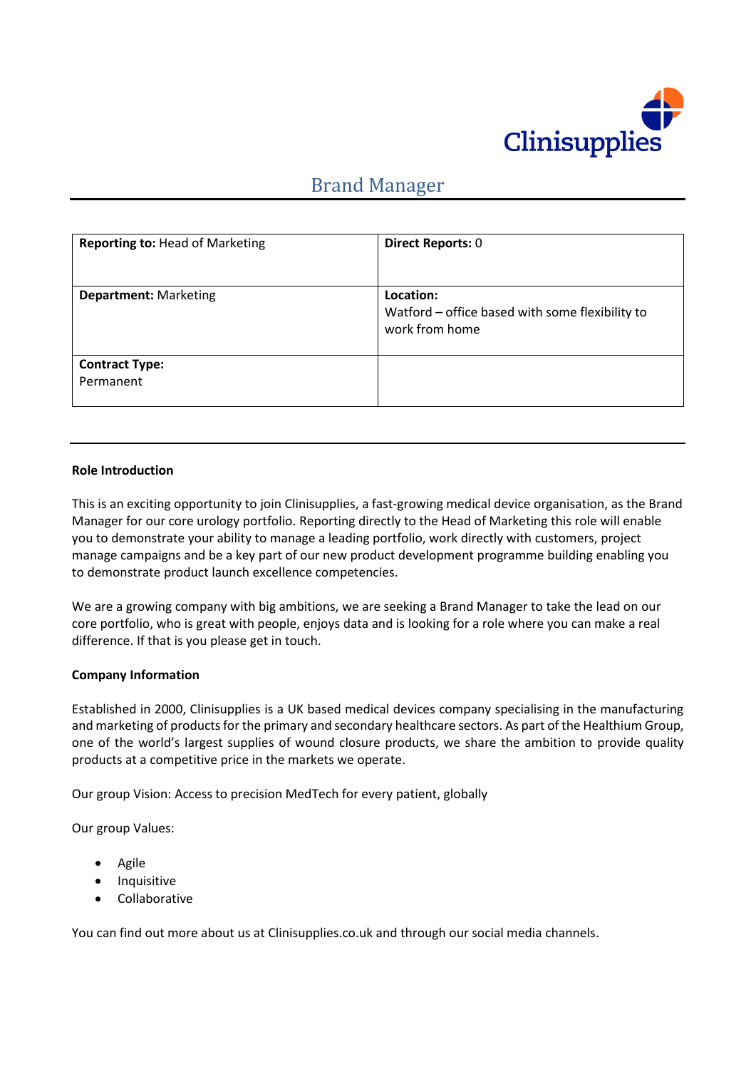Clinisupplies

# Brand Manager

| **Reporting to:** Head of Marketing | **Direct Reports:** 0 |
|---|---|
| **Department:** Marketing | **Location:** Watford – office based with some flexibility to work from home |
| **Contract Type:** Permanent | |

**Role Introduction**

This is an exciting opportunity to join Clinisupplies, a fast-growing medical device organisation, as the Brand Manager for our core urology portfolio. Reporting directly to the Head of Marketing this role will enable you to demonstrate your ability to manage a leading portfolio, work directly with customers, project manage campaigns and be a key part of our new product development programme building enabling you to demonstrate product launch excellence competencies.

We are a growing company with big ambitions, we are seeking a Brand Manager to take the lead on our core portfolio, who is great with people, enjoys data and is looking for a role where you can make a real difference. If that is you please get in touch.

**Company Information**

Established in 2000, Clinisupplies is a UK based medical devices company specialising in the manufacturing and marketing of products for the primary and secondary healthcare sectors. As part of the Healthium Group, one of the world's largest supplies of wound closure products, we share the ambition to provide quality products at a competitive price in the markets we operate.

Our group Vision: Access to precision MedTech for every patient, globally

Our group Values:

- Agile
- Inquisitive
- Collaborative

You can find out more about us at Clinisupplies.co.uk and through our social media channels.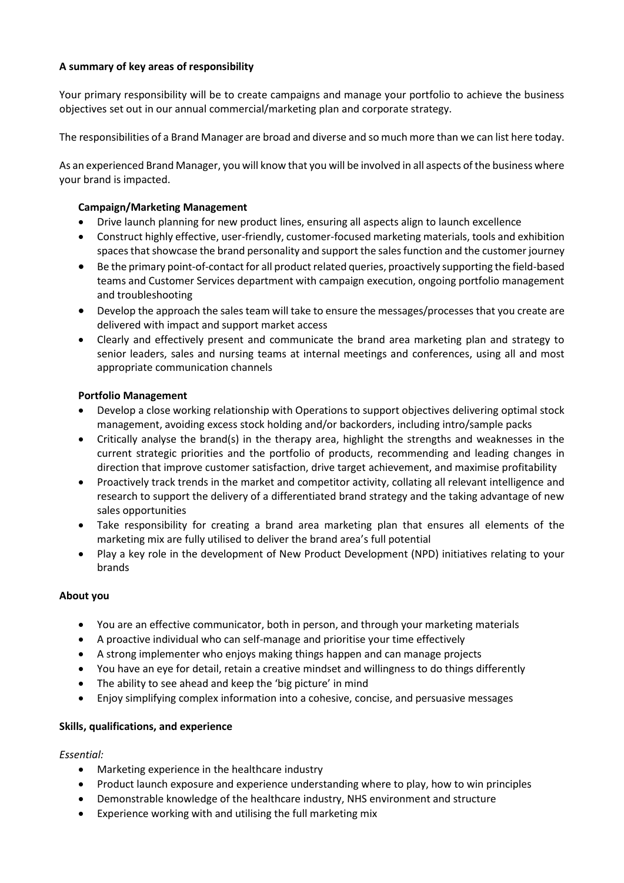**A summary of key areas of responsibility**

Your primary responsibility will be to create campaigns and manage your portfolio to achieve the business objectives set out in our annual commercial/marketing plan and corporate strategy.

The responsibilities of a Brand Manager are broad and diverse and so much more than we can list here today.

As an experienced Brand Manager, you will know that you will be involved in all aspects of the business where your brand is impacted.

**Campaign/Marketing Management**

- Drive launch planning for new product lines, ensuring all aspects align to launch excellence
- Construct highly effective, user-friendly, customer-focused marketing materials, tools and exhibition spaces that showcase the brand personality and support the sales function and the customer journey
- Be the primary point-of-contact for all product related queries, proactively supporting the field-based teams and Customer Services department with campaign execution, ongoing portfolio management and troubleshooting
- Develop the approach the sales team will take to ensure the messages/processes that you create are delivered with impact and support market access
- Clearly and effectively present and communicate the brand area marketing plan and strategy to senior leaders, sales and nursing teams at internal meetings and conferences, using all and most appropriate communication channels

**Portfolio Management**

- Develop a close working relationship with Operations to support objectives delivering optimal stock management, avoiding excess stock holding and/or backorders, including intro/sample packs
- Critically analyse the brand(s) in the therapy area, highlight the strengths and weaknesses in the current strategic priorities and the portfolio of products, recommending and leading changes in direction that improve customer satisfaction, drive target achievement, and maximise profitability
- Proactively track trends in the market and competitor activity, collating all relevant intelligence and research to support the delivery of a differentiated brand strategy and the taking advantage of new sales opportunities
- Take responsibility for creating a brand area marketing plan that ensures all elements of the marketing mix are fully utilised to deliver the brand area's full potential
- Play a key role in the development of New Product Development (NPD) initiatives relating to your brands

**About you**

- You are an effective communicator, both in person, and through your marketing materials
- A proactive individual who can self-manage and prioritise your time effectively
- A strong implementer who enjoys making things happen and can manage projects
- You have an eye for detail, retain a creative mindset and willingness to do things differently
- The ability to see ahead and keep the 'big picture' in mind
- Enjoy simplifying complex information into a cohesive, concise, and persuasive messages

**Skills, qualifications, and experience**

*Essential:*

- Marketing experience in the healthcare industry
- Product launch exposure and experience understanding where to play, how to win principles
- Demonstrable knowledge of the healthcare industry, NHS environment and structure
- Experience working with and utilising the full marketing mix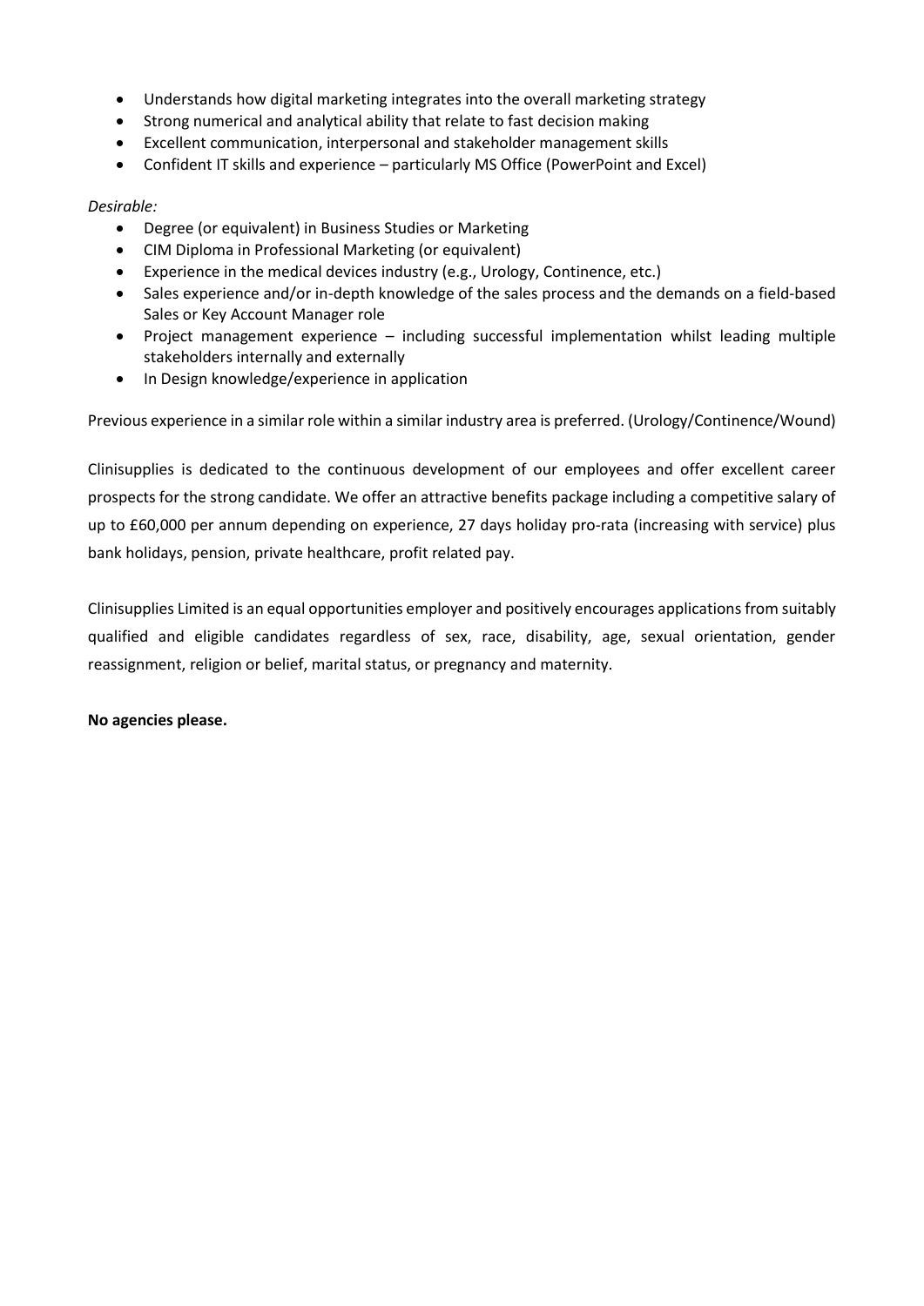- Understands how digital marketing integrates into the overall marketing strategy
- Strong numerical and analytical ability that relate to fast decision making
- Excellent communication, interpersonal and stakeholder management skills
- Confident IT skills and experience – particularly MS Office (PowerPoint and Excel)

*Desirable:*

- Degree (or equivalent) in Business Studies or Marketing
- CIM Diploma in Professional Marketing (or equivalent)
- Experience in the medical devices industry (e.g., Urology, Continence, etc.)
- Sales experience and/or in-depth knowledge of the sales process and the demands on a field-based Sales or Key Account Manager role
- Project management experience – including successful implementation whilst leading multiple stakeholders internally and externally
- In Design knowledge/experience in application

Previous experience in a similar role within a similar industry area is preferred. (Urology/Continence/Wound)

Clinisupplies is dedicated to the continuous development of our employees and offer excellent career prospects for the strong candidate. We offer an attractive benefits package including a competitive salary of up to £60,000 per annum depending on experience, 27 days holiday pro-rata (increasing with service) plus bank holidays, pension, private healthcare, profit related pay.

Clinisupplies Limited is an equal opportunities employer and positively encourages applications from suitably qualified and eligible candidates regardless of sex, race, disability, age, sexual orientation, gender reassignment, religion or belief, marital status, or pregnancy and maternity.

**No agencies please.**